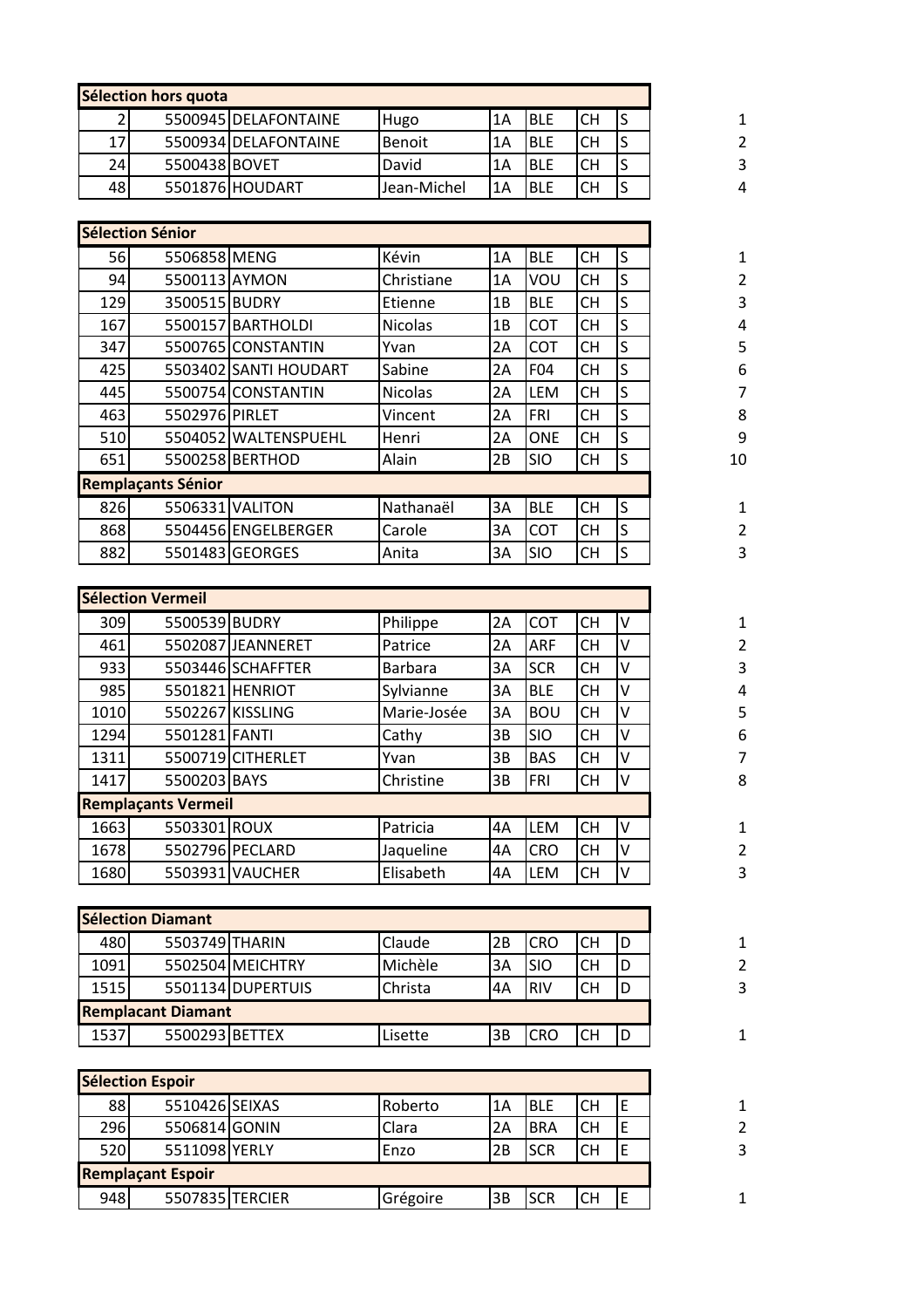| Sélection hors quota | | | | | | | | |
|---|---|---|---|---|---|---|---|---|
| 2 | 5500945 | DELAFONTAINE | Hugo | 1A | BLE | CH | S | 1 |
| 17 | 5500934 | DELAFONTAINE | Benoit | 1A | BLE | CH | S | 2 |
| 24 | 5500438 | BOVET | David | 1A | BLE | CH | S | 3 |
| 48 | 5501876 | HOUDART | Jean-Michel | 1A | BLE | CH | S | 4 |

| Sélection Sénior | | | | | | | | |
|---|---|---|---|---|---|---|---|---|
| 56 | 5506858 | MENG | Kévin | 1A | BLE | CH | S | 1 |
| 94 | 5500113 | AYMON | Christiane | 1A | VOU | CH | S | 2 |
| 129 | 3500515 | BUDRY | Etienne | 1B | BLE | CH | S | 3 |
| 167 | 5500157 | BARTHOLDI | Nicolas | 1B | COT | CH | S | 4 |
| 347 | 5500765 | CONSTANTIN | Yvan | 2A | COT | CH | S | 5 |
| 425 | 5503402 | SANTI HOUDART | Sabine | 2A | F04 | CH | S | 6 |
| 445 | 5500754 | CONSTANTIN | Nicolas | 2A | LEM | CH | S | 7 |
| 463 | 5502976 | PIRLET | Vincent | 2A | FRI | CH | S | 8 |
| 510 | 5504052 | WALTENSPUEHL | Henri | 2A | ONE | CH | S | 9 |
| 651 | 5500258 | BERTHOD | Alain | 2B | SIO | CH | S | 10 |
| **Remplaçants Sénior** | | | | | | | | |
| 826 | 5506331 | VALITON | Nathanaël | 3A | BLE | CH | S | 1 |
| 868 | 5504456 | ENGELBERGER | Carole | 3A | COT | CH | S | 2 |
| 882 | 5501483 | GEORGES | Anita | 3A | SIO | CH | S | 3 |

| Sélection Vermeil | | | | | | | | |
|---|---|---|---|---|---|---|---|---|
| 309 | 5500539 | BUDRY | Philippe | 2A | COT | CH | V | 1 |
| 461 | 5502087 | JEANNERET | Patrice | 2A | ARF | CH | V | 2 |
| 933 | 5503446 | SCHAFFTER | Barbara | 3A | SCR | CH | V | 3 |
| 985 | 5501821 | HENRIOT | Sylvianne | 3A | BLE | CH | V | 4 |
| 1010 | 5502267 | KISSLING | Marie-Josée | 3A | BOU | CH | V | 5 |
| 1294 | 5501281 | FANTI | Cathy | 3B | SIO | CH | V | 6 |
| 1311 | 5500719 | CITHERLET | Yvan | 3B | BAS | CH | V | 7 |
| 1417 | 5500203 | BAYS | Christine | 3B | FRI | CH | V | 8 |
| **Remplaçants Vermeil** | | | | | | | | |
| 1663 | 5503301 | ROUX | Patricia | 4A | LEM | CH | V | 1 |
| 1678 | 5502796 | PECLARD | Jaqueline | 4A | CRO | CH | V | 2 |
| 1680 | 5503931 | VAUCHER | Elisabeth | 4A | LEM | CH | V | 3 |

| Sélection Diamant | | | | | | | | |
|---|---|---|---|---|---|---|---|---|
| 480 | 5503749 | THARIN | Claude | 2B | CRO | CH | D | 1 |
| 1091 | 5502504 | MEICHTRY | Michèle | 3A | SIO | CH | D | 2 |
| 1515 | 5501134 | DUPERTUIS | Christa | 4A | RIV | CH | D | 3 |
| **Remplacant Diamant** | | | | | | | | |
| 1537 | 5500293 | BETTEX | Lisette | 3B | CRO | CH | D | 1 |

| Sélection Espoir | | | | | | | | |
|---|---|---|---|---|---|---|---|---|
| 88 | 5510426 | SEIXAS | Roberto | 1A | BLE | CH | E | 1 |
| 296 | 5506814 | GONIN | Clara | 2A | BRA | CH | E | 2 |
| 520 | 5511098 | YERLY | Enzo | 2B | SCR | CH | E | 3 |
| **Remplaçant Espoir** | | | | | | | | |
| 948 | 5507835 | TERCIER | Grégoire | 3B | SCR | CH | E | 1 |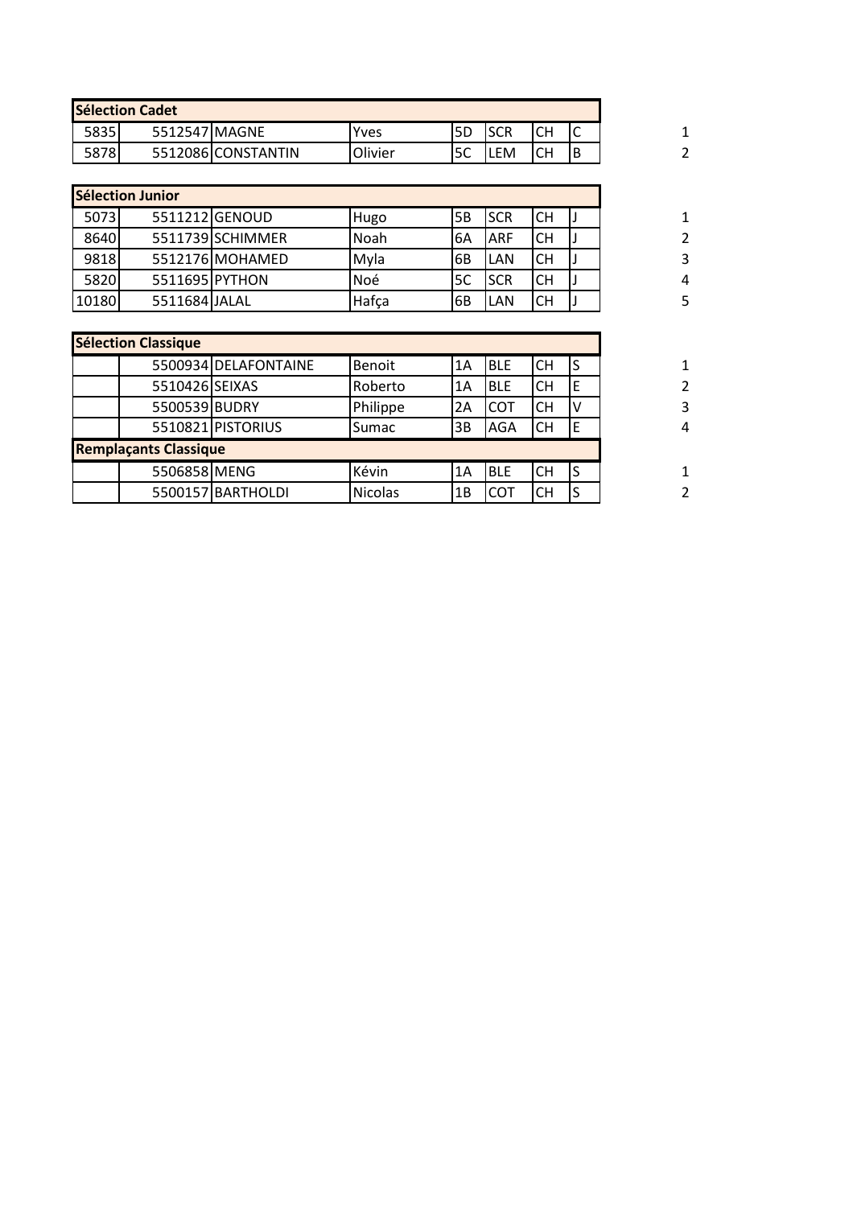| Sélection Cadet | | | | | | | | |
|---|---|---|---|---|---|---|---|---|
| 5835 | 5512547 | MAGNE | Yves | 5D | SCR | CH | C | 1 |
| 5878 | 5512086 | CONSTANTIN | Olivier | 5C | LEM | CH | B | 2 |

| Sélection Junior | | | | | | | | |
|---|---|---|---|---|---|---|---|---|
| 5073 | 5511212 | GENOUD | Hugo | 5B | SCR | CH | J | 1 |
| 8640 | 5511739 | SCHIMMER | Noah | 6A | ARF | CH | J | 2 |
| 9818 | 5512176 | MOHAMED | Myla | 6B | LAN | CH | J | 3 |
| 5820 | 5511695 | PYTHON | Noé | 5C | SCR | CH | J | 4 |
| 10180 | 5511684 | JALAL | Hafça | 6B | LAN | CH | J | 5 |

| Sélection Classique | | | | | | | | |
|---|---|---|---|---|---|---|---|---|
| | 5500934 | DELAFONTAINE | Benoit | 1A | BLE | CH | S | 1 |
| | 5510426 | SEIXAS | Roberto | 1A | BLE | CH | E | 2 |
| | 5500539 | BUDRY | Philippe | 2A | COT | CH | V | 3 |
| | 5510821 | PISTORIUS | Sumac | 3B | AGA | CH | E | 4 |
| **Remplaçants Classique** | | | | | | | | |
| | 5506858 | MENG | Kévin | 1A | BLE | CH | S | 1 |
| | 5500157 | BARTHOLDI | Nicolas | 1B | COT | CH | S | 2 |